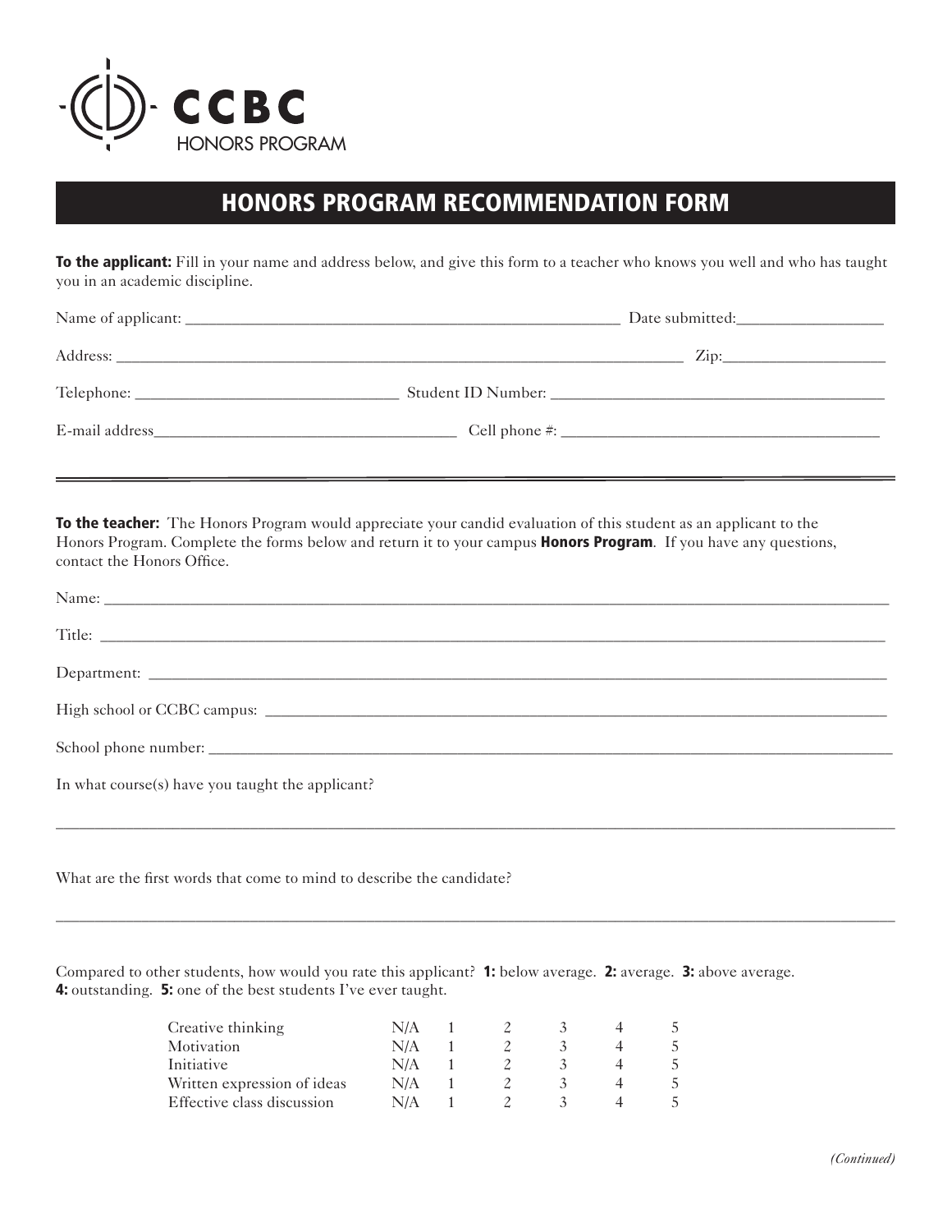CCBC
HONORS PROGRAM

# HONORS PROGRAM RECOMMENDATION FORM

**To the applicant:** Fill in your name and address below, and give this form to a teacher who knows you well and who has taught you in an academic discipline.

Name of applicant: ______________________________ Date submitted: ______________

Address: ______________________________________________ Zip: ______________

Telephone: ______________________ Student ID Number: ______________________

E-mail address ______________________ Cell phone #: ______________________

---

**To the teacher:** The Honors Program would appreciate your candid evaluation of this student as an applicant to the Honors Program. Complete the forms below and return it to your campus **Honors Program**. If you have any questions, contact the Honors Office.

Name: ______________________________________________

Title: ______________________________________________

Department: ______________________________________________

High school or CCBC campus: ______________________________________________

School phone number: ______________________________________________

In what course(s) have you taught the applicant?

______________________________________________

What are the first words that come to mind to describe the candidate?

______________________________________________

Compared to other students, how would you rate this applicant? **1:** below average. **2:** average. **3:** above average. **4:** outstanding. **5:** one of the best students I've ever taught.

| | | | | | | |
|---|---|---|---|---|---|---|
| Creative thinking | N/A | 1 | 2 | 3 | 4 | 5 |
| Motivation | N/A | 1 | 2 | 3 | 4 | 5 |
| Initiative | N/A | 1 | 2 | 3 | 4 | 5 |
| Written expression of ideas | N/A | 1 | 2 | 3 | 4 | 5 |
| Effective class discussion | N/A | 1 | 2 | 3 | 4 | 5 |

*(Continued)*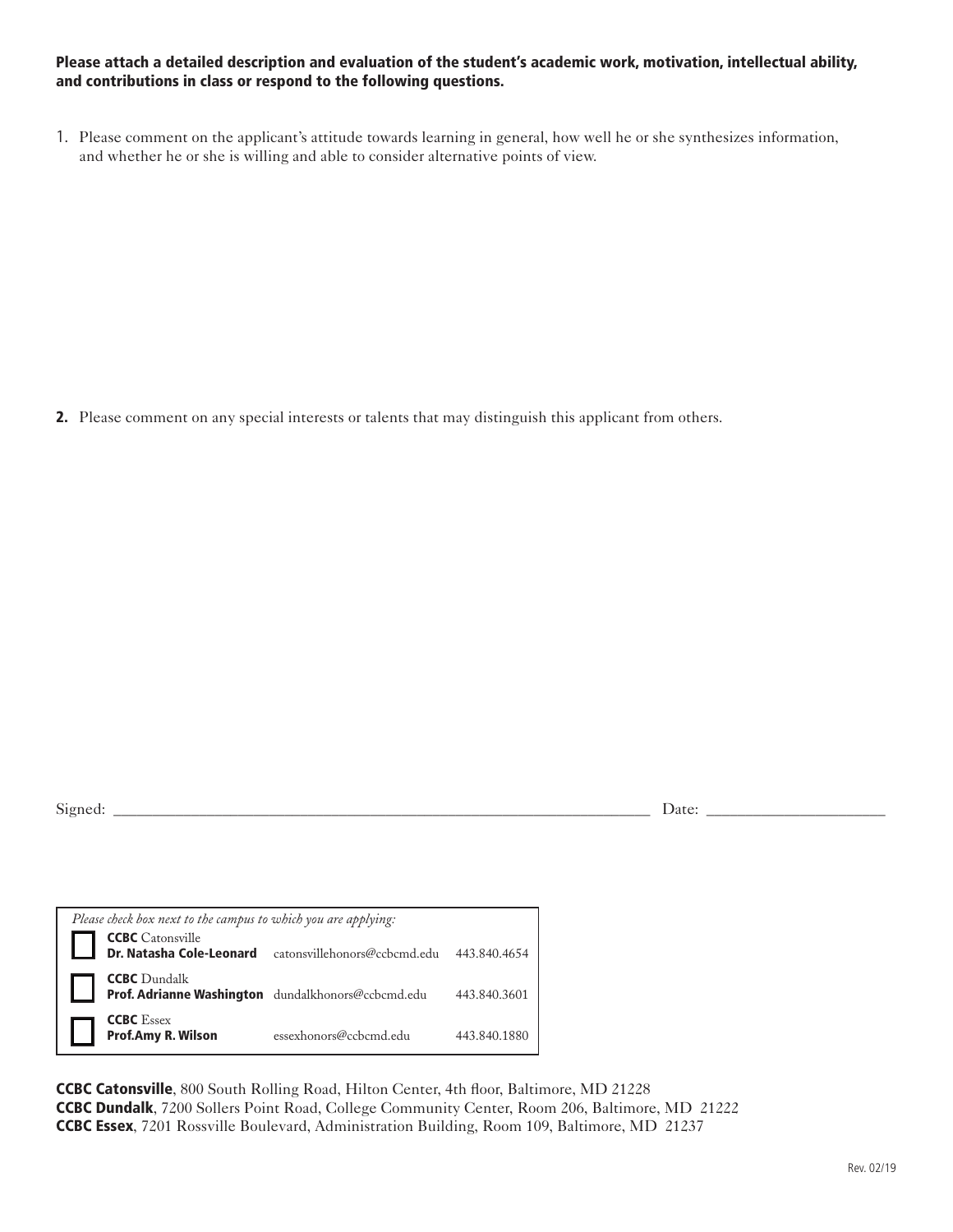**Please attach a detailed description and evaluation of the student's academic work, motivation, intellectual ability, and contributions in class or respond to the following questions.**

1. Please comment on the applicant's attitude towards learning in general, how well he or she synthesizes information, and whether he or she is willing and able to consider alternative points of view.

2. Please comment on any special interests or talents that may distinguish this applicant from others.

Signed: ______________________________________________________________ Date: ____________________

*Please check box next to the campus to which you are applying:*

| | | | |
|---|---|---|---|
| ☐ | **CCBC** Catonsville<br>**Dr. Natasha Cole-Leonard** | catonsvillehonors@ccbcmd.edu | 443.840.4654 |
| ☐ | **CCBC** Dundalk<br>**Prof. Adrianne Washington** | dundalkhonors@ccbcmd.edu | 443.840.3601 |
| ☐ | **CCBC** Essex<br>**Prof.Amy R. Wilson** | essexhonors@ccbcmd.edu | 443.840.1880 |

**CCBC Catonsville**, 800 South Rolling Road, Hilton Center, 4th floor, Baltimore, MD 21228
**CCBC Dundalk**, 7200 Sollers Point Road, College Community Center, Room 206, Baltimore, MD 21222
**CCBC Essex**, 7201 Rossville Boulevard, Administration Building, Room 109, Baltimore, MD 21237

Rev. 02/19